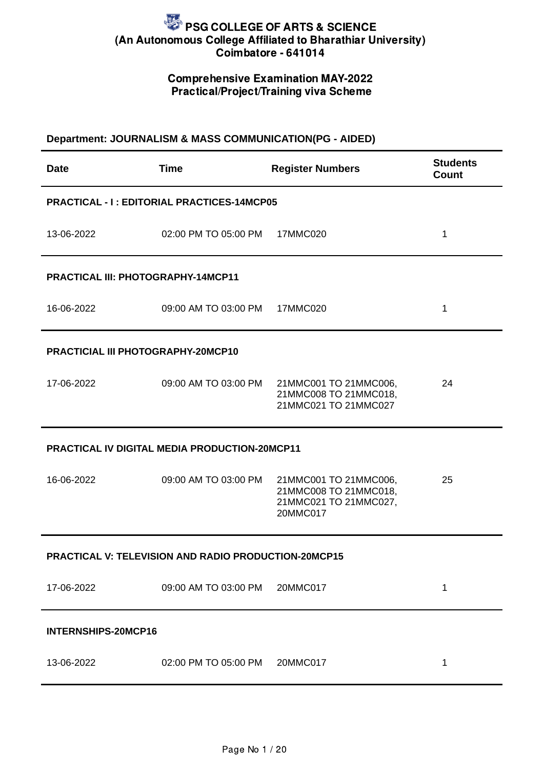# PSG COLLEGE OF ARTS & SCIENCE
## (An Autonomous College Affiliated to Bharathiar University)
## Coimbatore - 641014

### Comprehensive Examination MAY-2022
### Practical/Project/Training viva Scheme

**Department: JOURNALISM & MASS COMMUNICATION(PG - AIDED)**

| Date | Time | Register Numbers | Students Count |
|---|---|---|---|
| **PRACTICAL - I : EDITORIAL PRACTICES-14MCP05** | | | |
| 13-06-2022 | 02:00 PM TO 05:00 PM | 17MMC020 | 1 |
| **PRACTICAL III: PHOTOGRAPHY-14MCP11** | | | |
| 16-06-2022 | 09:00 AM TO 03:00 PM | 17MMC020 | 1 |
| **PRACTICIAL III PHOTOGRAPHY-20MCP10** | | | |
| 17-06-2022 | 09:00 AM TO 03:00 PM | 21MMC001 TO 21MMC006, 21MMC008 TO 21MMC018, 21MMC021 TO 21MMC027 | 24 |
| **PRACTICAL IV DIGITAL MEDIA PRODUCTION-20MCP11** | | | |
| 16-06-2022 | 09:00 AM TO 03:00 PM | 21MMC001 TO 21MMC006, 21MMC008 TO 21MMC018, 21MMC021 TO 21MMC027, 20MMC017 | 25 |
| **PRACTICAL V: TELEVISION AND RADIO PRODUCTION-20MCP15** | | | |
| 17-06-2022 | 09:00 AM TO 03:00 PM | 20MMC017 | 1 |
| **INTERNSHIPS-20MCP16** | | | |
| 13-06-2022 | 02:00 PM TO 05:00 PM | 20MMC017 | 1 |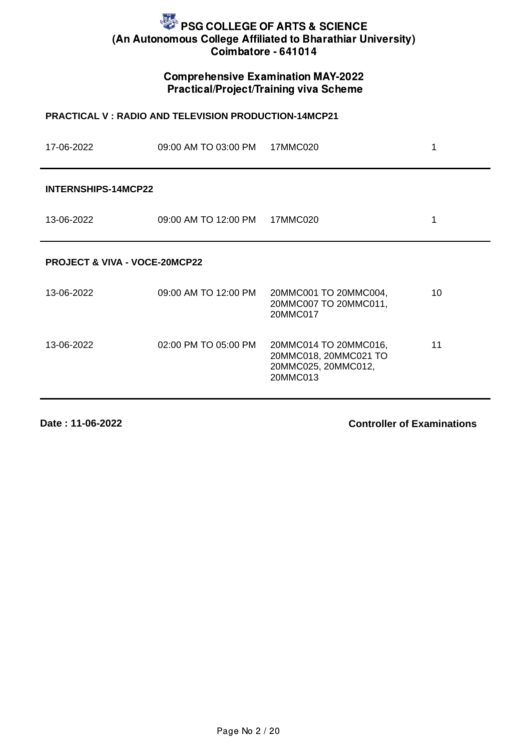# PSG COLLEGE OF ARTS & SCIENCE
## (An Autonomous College Affiliated to Bharathiar University)
## Coimbatore - 641014

### Comprehensive Examination MAY-2022
### Practical/Project/Training viva Scheme

**PRACTICAL V : RADIO AND TELEVISION PRODUCTION-14MCP21**

| | | | |
|---|---|---|---|
| 17-06-2022 | 09:00 AM TO 03:00 PM | 17MMC020 | 1 |

**INTERNSHIPS-14MCP22**

| | | | |
|---|---|---|---|
| 13-06-2022 | 09:00 AM TO 12:00 PM | 17MMC020 | 1 |

**PROJECT & VIVA - VOCE-20MCP22**

| | | | |
|---|---|---|---|
| 13-06-2022 | 09:00 AM TO 12:00 PM | 20MMC001 TO 20MMC004, 20MMC007 TO 20MMC011, 20MMC017 | 10 |
| 13-06-2022 | 02:00 PM TO 05:00 PM | 20MMC014 TO 20MMC016, 20MMC018, 20MMC021 TO 20MMC025, 20MMC012, 20MMC013 | 11 |

**Date : 11-06-2022**

**Controller of Examinations**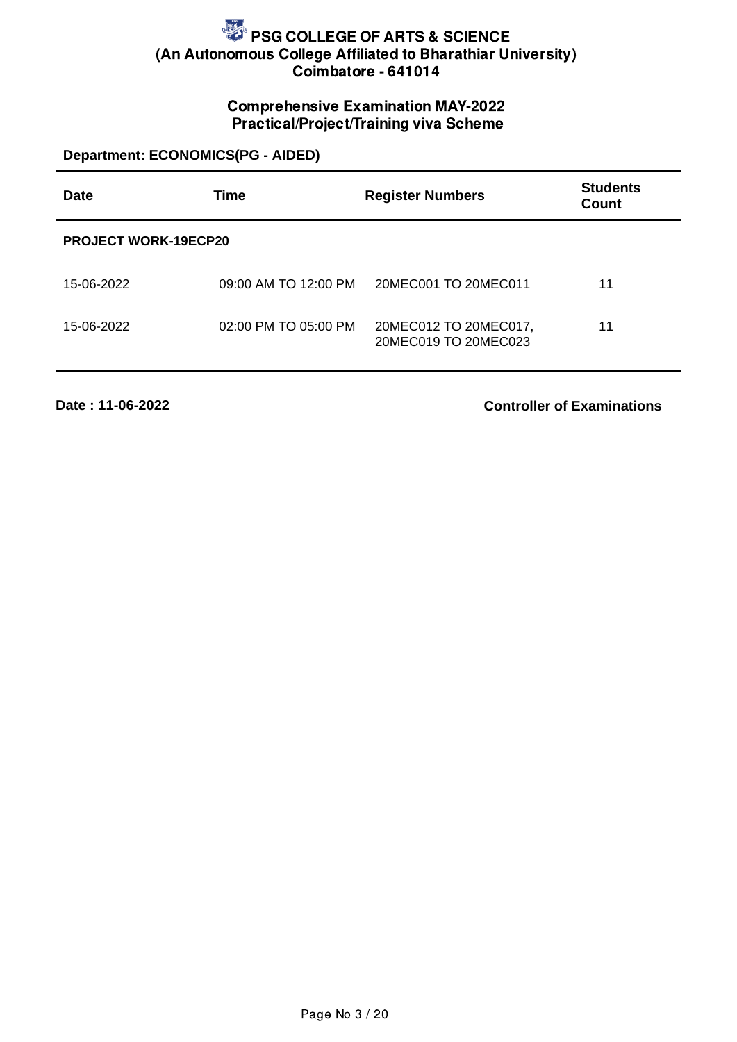# PSG COLLEGE OF ARTS & SCIENCE
## (An Autonomous College Affiliated to Bharathiar University)
## Coimbatore - 641014

### Comprehensive Examination MAY-2022
### Practical/Project/Training viva Scheme

**Department: ECONOMICS(PG - AIDED)**

| Date | Time | Register Numbers | Students Count |
|---|---|---|---|
| **PROJECT WORK-19ECP20** | | | |
| 15-06-2022 | 09:00 AM TO 12:00 PM | 20MEC001 TO 20MEC011 | 11 |
| 15-06-2022 | 02:00 PM TO 05:00 PM | 20MEC012 TO 20MEC017, 20MEC019 TO 20MEC023 | 11 |

**Date : 11-06-2022**

**Controller of Examinations**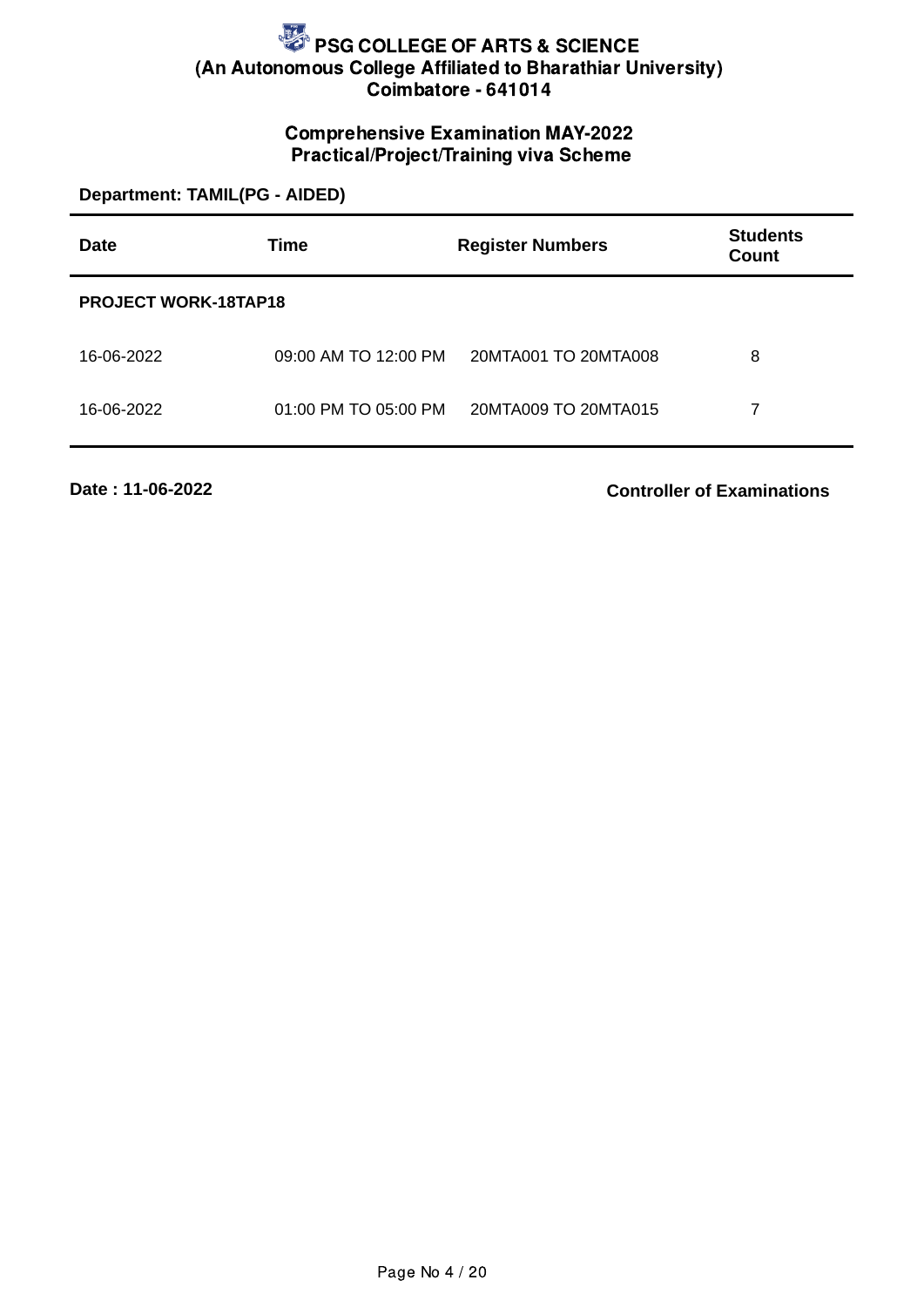# PSG COLLEGE OF ARTS & SCIENCE

**(An Autonomous College Affiliated to Bharathiar University)**

**Coimbatore - 641014**

## Comprehensive Examination MAY-2022
## Practical/Project/Training viva Scheme

**Department: TAMIL(PG - AIDED)**

| Date | Time | Register Numbers | Students Count |
|---|---|---|---|
| **PROJECT WORK-18TAP18** | | | |
| 16-06-2022 | 09:00 AM TO 12:00 PM | 20MTA001 TO 20MTA008 | 8 |
| 16-06-2022 | 01:00 PM TO 05:00 PM | 20MTA009 TO 20MTA015 | 7 |

**Date : 11-06-2022**

**Controller of Examinations**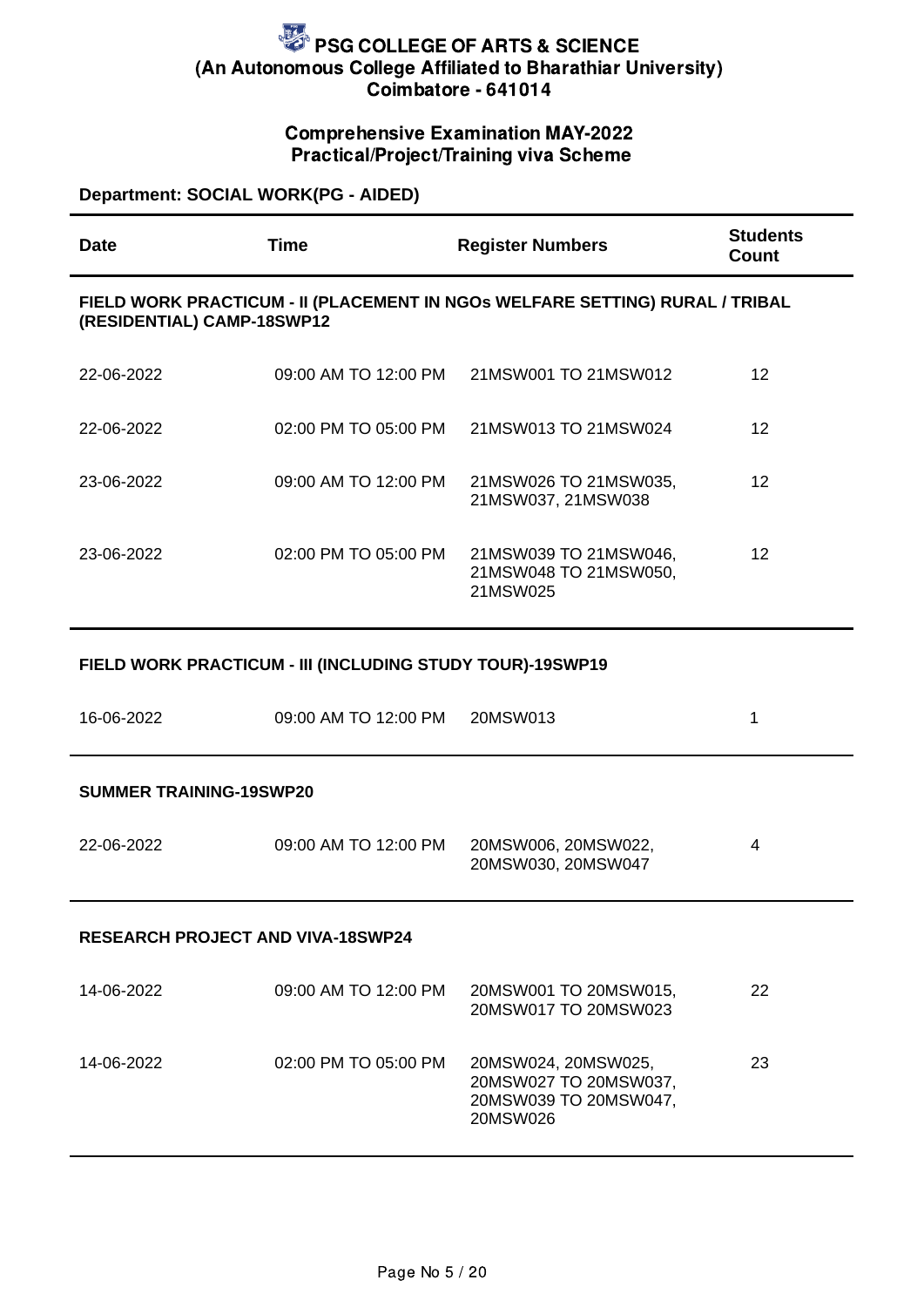# PSG COLLEGE OF ARTS & SCIENCE
## (An Autonomous College Affiliated to Bharathiar University)
## Coimbatore - 641014

### Comprehensive Examination MAY-2022
### Practical/Project/Training viva Scheme

**Department: SOCIAL WORK(PG - AIDED)**

| Date | Time | Register Numbers | Students Count |
|---|---|---|---|
| **FIELD WORK PRACTICUM - II (PLACEMENT IN NGOs WELFARE SETTING) RURAL / TRIBAL (RESIDENTIAL) CAMP-18SWP12** | | | |
| 22-06-2022 | 09:00 AM TO 12:00 PM | 21MSW001 TO 21MSW012 | 12 |
| 22-06-2022 | 02:00 PM TO 05:00 PM | 21MSW013 TO 21MSW024 | 12 |
| 23-06-2022 | 09:00 AM TO 12:00 PM | 21MSW026 TO 21MSW035, 21MSW037, 21MSW038 | 12 |
| 23-06-2022 | 02:00 PM TO 05:00 PM | 21MSW039 TO 21MSW046, 21MSW048 TO 21MSW050, 21MSW025 | 12 |
| **FIELD WORK PRACTICUM - III (INCLUDING STUDY TOUR)-19SWP19** | | | |
| 16-06-2022 | 09:00 AM TO 12:00 PM | 20MSW013 | 1 |
| **SUMMER TRAINING-19SWP20** | | | |
| 22-06-2022 | 09:00 AM TO 12:00 PM | 20MSW006, 20MSW022, 20MSW030, 20MSW047 | 4 |
| **RESEARCH PROJECT AND VIVA-18SWP24** | | | |
| 14-06-2022 | 09:00 AM TO 12:00 PM | 20MSW001 TO 20MSW015, 20MSW017 TO 20MSW023 | 22 |
| 14-06-2022 | 02:00 PM TO 05:00 PM | 20MSW024, 20MSW025, 20MSW027 TO 20MSW037, 20MSW039 TO 20MSW047, 20MSW026 | 23 |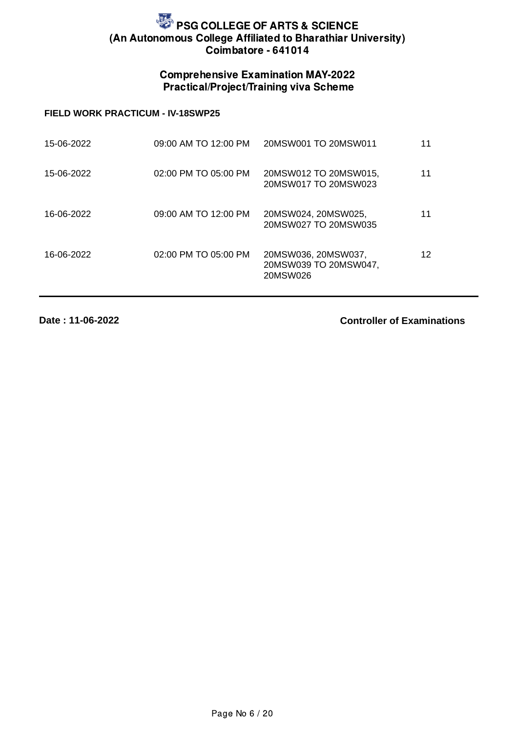# PSG COLLEGE OF ARTS & SCIENCE
## (An Autonomous College Affiliated to Bharathiar University)
## Coimbatore - 641014

### Comprehensive Examination MAY-2022
### Practical/Project/Training viva Scheme

**FIELD WORK PRACTICUM - IV-18SWP25**

| Date | Time | Register Numbers | Count |
|---|---|---|---|
| 15-06-2022 | 09:00 AM TO 12:00 PM | 20MSW001 TO 20MSW011 | 11 |
| 15-06-2022 | 02:00 PM TO 05:00 PM | 20MSW012 TO 20MSW015, 20MSW017 TO 20MSW023 | 11 |
| 16-06-2022 | 09:00 AM TO 12:00 PM | 20MSW024, 20MSW025, 20MSW027 TO 20MSW035 | 11 |
| 16-06-2022 | 02:00 PM TO 05:00 PM | 20MSW036, 20MSW037, 20MSW039 TO 20MSW047, 20MSW026 | 12 |

**Date : 11-06-2022**

**Controller of Examinations**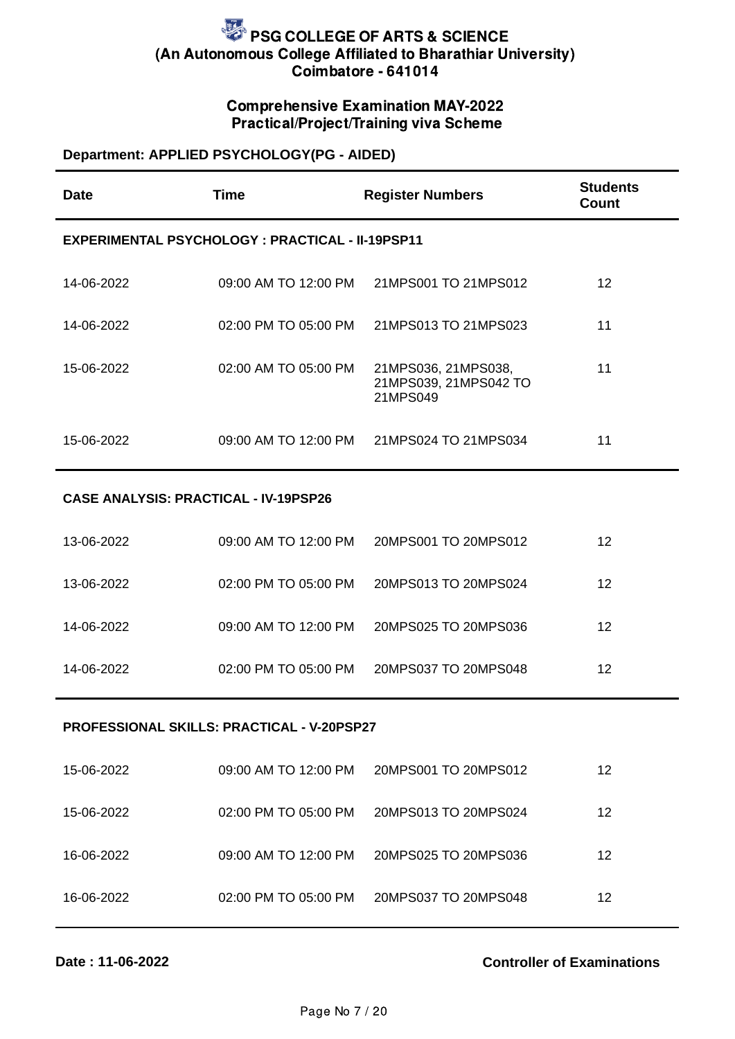# PSG COLLEGE OF ARTS & SCIENCE
## (An Autonomous College Affiliated to Bharathiar University)
## Coimbatore - 641014

### Comprehensive Examination MAY-2022
### Practical/Project/Training viva Scheme

**Department: APPLIED PSYCHOLOGY(PG - AIDED)**

| Date | Time | Register Numbers | Students Count |
|---|---|---|---|
| **EXPERIMENTAL PSYCHOLOGY : PRACTICAL - II-19PSP11** | | | |
| 14-06-2022 | 09:00 AM TO 12:00 PM | 21MPS001 TO 21MPS012 | 12 |
| 14-06-2022 | 02:00 PM TO 05:00 PM | 21MPS013 TO 21MPS023 | 11 |
| 15-06-2022 | 02:00 AM TO 05:00 PM | 21MPS036, 21MPS038, 21MPS039, 21MPS042 TO 21MPS049 | 11 |
| 15-06-2022 | 09:00 AM TO 12:00 PM | 21MPS024 TO 21MPS034 | 11 |
| **CASE ANALYSIS: PRACTICAL - IV-19PSP26** | | | |
| 13-06-2022 | 09:00 AM TO 12:00 PM | 20MPS001 TO 20MPS012 | 12 |
| 13-06-2022 | 02:00 PM TO 05:00 PM | 20MPS013 TO 20MPS024 | 12 |
| 14-06-2022 | 09:00 AM TO 12:00 PM | 20MPS025 TO 20MPS036 | 12 |
| 14-06-2022 | 02:00 PM TO 05:00 PM | 20MPS037 TO 20MPS048 | 12 |
| **PROFESSIONAL SKILLS: PRACTICAL - V-20PSP27** | | | |
| 15-06-2022 | 09:00 AM TO 12:00 PM | 20MPS001 TO 20MPS012 | 12 |
| 15-06-2022 | 02:00 PM TO 05:00 PM | 20MPS013 TO 20MPS024 | 12 |
| 16-06-2022 | 09:00 AM TO 12:00 PM | 20MPS025 TO 20MPS036 | 12 |
| 16-06-2022 | 02:00 PM TO 05:00 PM | 20MPS037 TO 20MPS048 | 12 |

**Date : 11-06-2022**

**Controller of Examinations**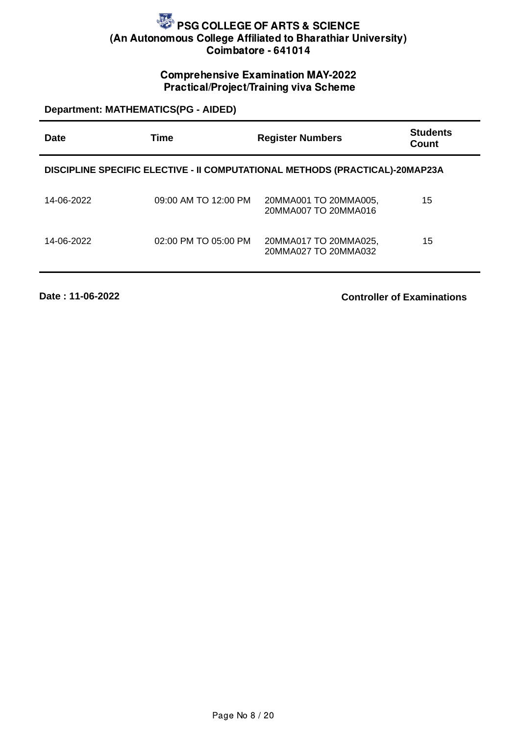# PSG COLLEGE OF ARTS & SCIENCE
**(An Autonomous College Affiliated to Bharathiar University)**
**Coimbatore - 641014**

## Comprehensive Examination MAY-2022
## Practical/Project/Training viva Scheme

**Department: MATHEMATICS(PG - AIDED)**

| Date | Time | Register Numbers | Students Count |
|---|---|---|---|
| **DISCIPLINE SPECIFIC ELECTIVE - II COMPUTATIONAL METHODS (PRACTICAL)-20MAP23A** | | | |
| 14-06-2022 | 09:00 AM TO 12:00 PM | 20MMA001 TO 20MMA005, 20MMA007 TO 20MMA016 | 15 |
| 14-06-2022 | 02:00 PM TO 05:00 PM | 20MMA017 TO 20MMA025, 20MMA027 TO 20MMA032 | 15 |

**Date : 11-06-2022**

**Controller of Examinations**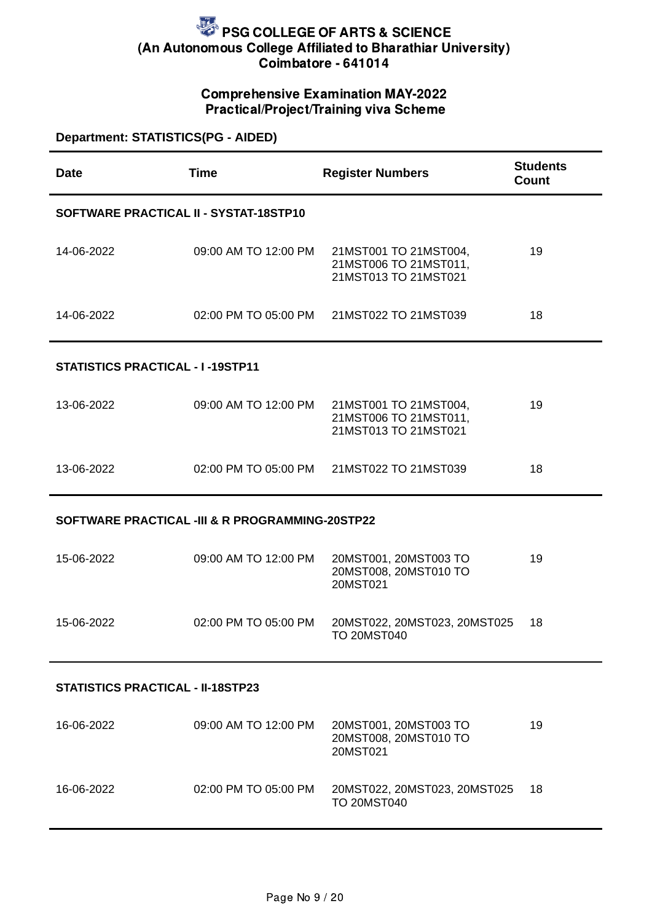# PSG COLLEGE OF ARTS & SCIENCE
## (An Autonomous College Affiliated to Bharathiar University)
## Coimbatore - 641014

### Comprehensive Examination MAY-2022
### Practical/Project/Training viva Scheme

**Department: STATISTICS(PG - AIDED)**

| Date | Time | Register Numbers | Students Count |
|---|---|---|---|
| **SOFTWARE PRACTICAL II - SYSTAT-18STP10** | | | |
| 14-06-2022 | 09:00 AM TO 12:00 PM | 21MST001 TO 21MST004, 21MST006 TO 21MST011, 21MST013 TO 21MST021 | 19 |
| 14-06-2022 | 02:00 PM TO 05:00 PM | 21MST022 TO 21MST039 | 18 |
| **STATISTICS PRACTICAL - I -19STP11** | | | |
| 13-06-2022 | 09:00 AM TO 12:00 PM | 21MST001 TO 21MST004, 21MST006 TO 21MST011, 21MST013 TO 21MST021 | 19 |
| 13-06-2022 | 02:00 PM TO 05:00 PM | 21MST022 TO 21MST039 | 18 |
| **SOFTWARE PRACTICAL -III & R PROGRAMMING-20STP22** | | | |
| 15-06-2022 | 09:00 AM TO 12:00 PM | 20MST001, 20MST003 TO 20MST008, 20MST010 TO 20MST021 | 19 |
| 15-06-2022 | 02:00 PM TO 05:00 PM | 20MST022, 20MST023, 20MST025 TO 20MST040 | 18 |
| **STATISTICS PRACTICAL - II-18STP23** | | | |
| 16-06-2022 | 09:00 AM TO 12:00 PM | 20MST001, 20MST003 TO 20MST008, 20MST010 TO 20MST021 | 19 |
| 16-06-2022 | 02:00 PM TO 05:00 PM | 20MST022, 20MST023, 20MST025 TO 20MST040 | 18 |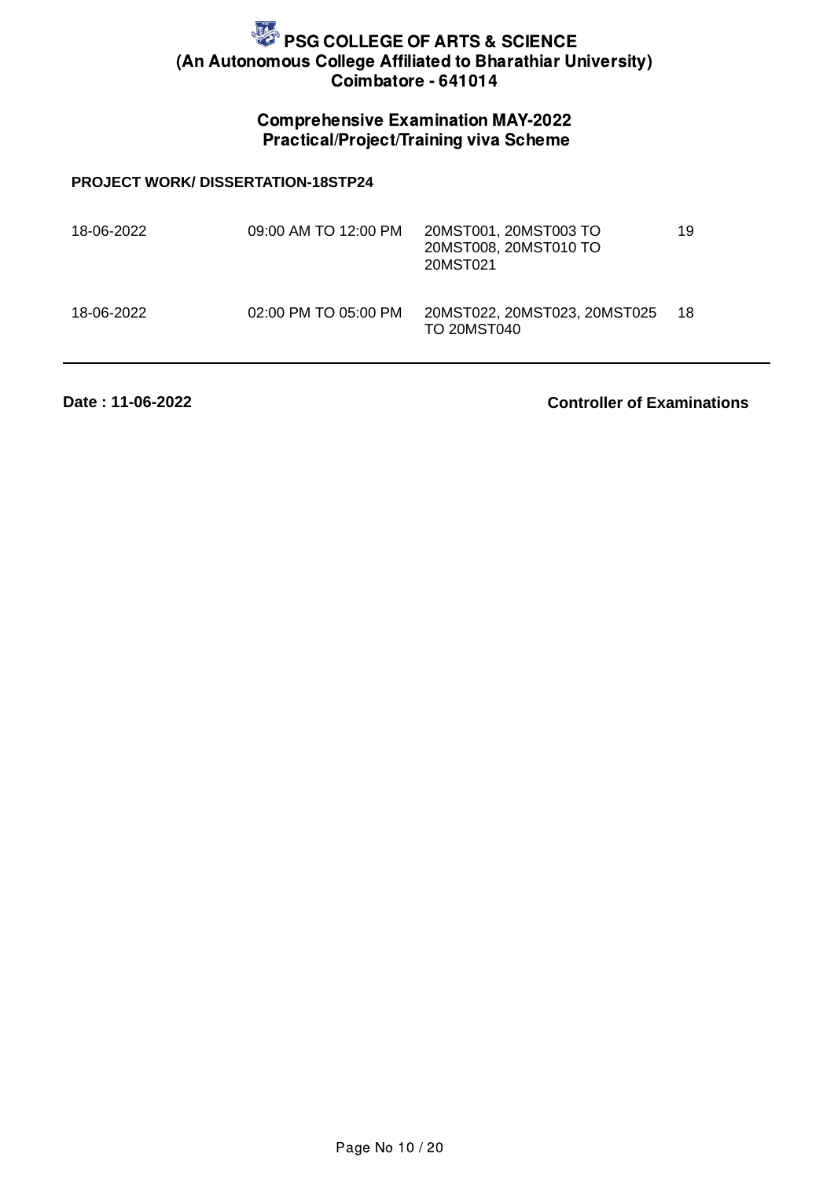# PSG COLLEGE OF ARTS & SCIENCE
## (An Autonomous College Affiliated to Bharathiar University)
## Coimbatore - 641014

### Comprehensive Examination MAY-2022
### Practical/Project/Training viva Scheme

**PROJECT WORK/ DISSERTATION-18STP24**

| | | | |
|---|---|---|---|
| 18-06-2022 | 09:00 AM TO 12:00 PM | 20MST001, 20MST003 TO 20MST008, 20MST010 TO 20MST021 | 19 |
| 18-06-2022 | 02:00 PM TO 05:00 PM | 20MST022, 20MST023, 20MST025 TO 20MST040 | 18 |

**Date : 11-06-2022** **Controller of Examinations**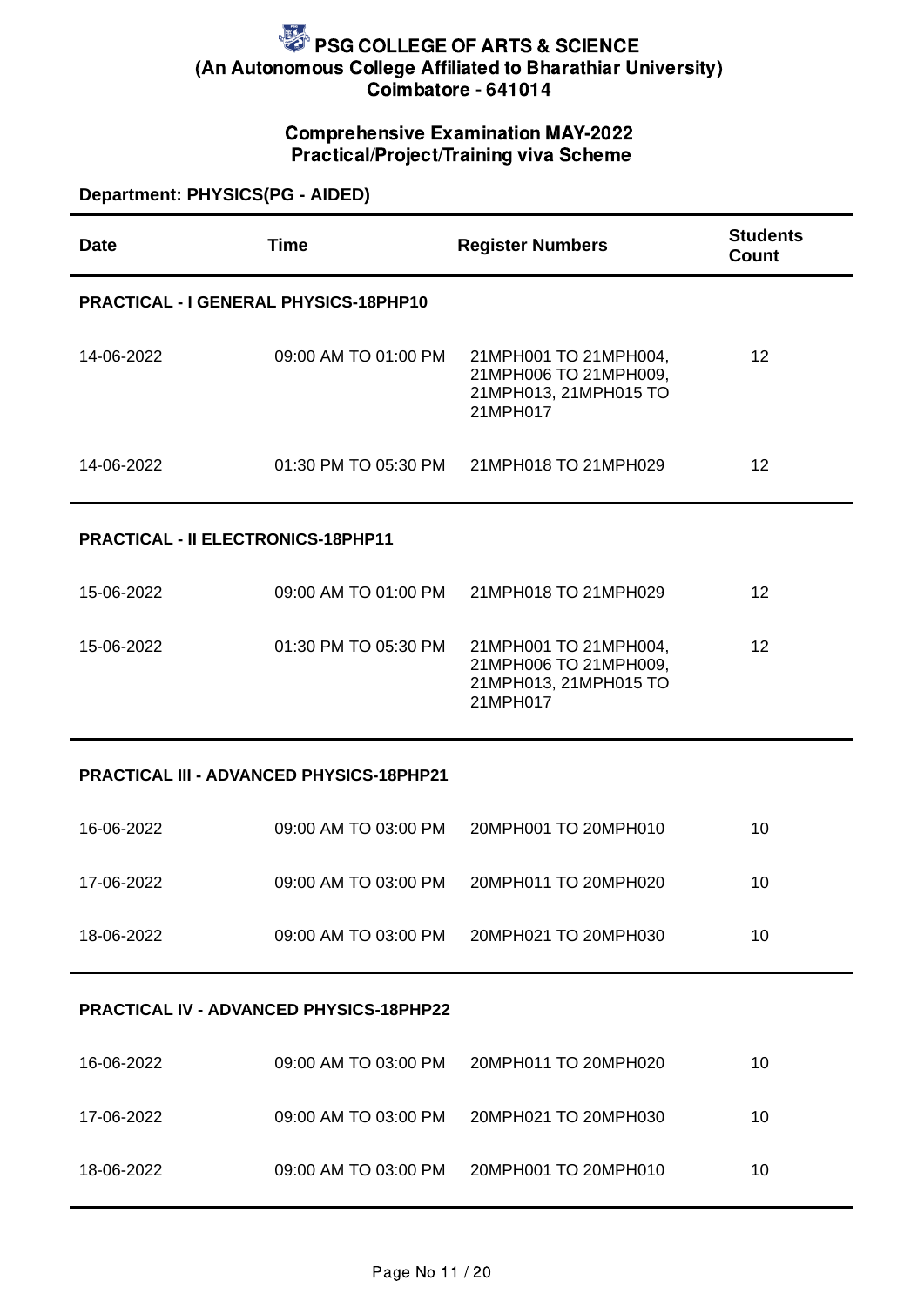# PSG COLLEGE OF ARTS & SCIENCE
## (An Autonomous College Affiliated to Bharathiar University)
## Coimbatore - 641014

### Comprehensive Examination MAY-2022
### Practical/Project/Training viva Scheme

**Department: PHYSICS(PG - AIDED)**

| Date | Time | Register Numbers | Students Count |
|---|---|---|---|
| **PRACTICAL - I GENERAL PHYSICS-18PHP10** | | | |
| 14-06-2022 | 09:00 AM TO 01:00 PM | 21MPH001 TO 21MPH004, 21MPH006 TO 21MPH009, 21MPH013, 21MPH015 TO 21MPH017 | 12 |
| 14-06-2022 | 01:30 PM TO 05:30 PM | 21MPH018 TO 21MPH029 | 12 |
| **PRACTICAL - II ELECTRONICS-18PHP11** | | | |
| 15-06-2022 | 09:00 AM TO 01:00 PM | 21MPH018 TO 21MPH029 | 12 |
| 15-06-2022 | 01:30 PM TO 05:30 PM | 21MPH001 TO 21MPH004, 21MPH006 TO 21MPH009, 21MPH013, 21MPH015 TO 21MPH017 | 12 |
| **PRACTICAL III - ADVANCED PHYSICS-18PHP21** | | | |
| 16-06-2022 | 09:00 AM TO 03:00 PM | 20MPH001 TO 20MPH010 | 10 |
| 17-06-2022 | 09:00 AM TO 03:00 PM | 20MPH011 TO 20MPH020 | 10 |
| 18-06-2022 | 09:00 AM TO 03:00 PM | 20MPH021 TO 20MPH030 | 10 |
| **PRACTICAL IV - ADVANCED PHYSICS-18PHP22** | | | |
| 16-06-2022 | 09:00 AM TO 03:00 PM | 20MPH011 TO 20MPH020 | 10 |
| 17-06-2022 | 09:00 AM TO 03:00 PM | 20MPH021 TO 20MPH030 | 10 |
| 18-06-2022 | 09:00 AM TO 03:00 PM | 20MPH001 TO 20MPH010 | 10 |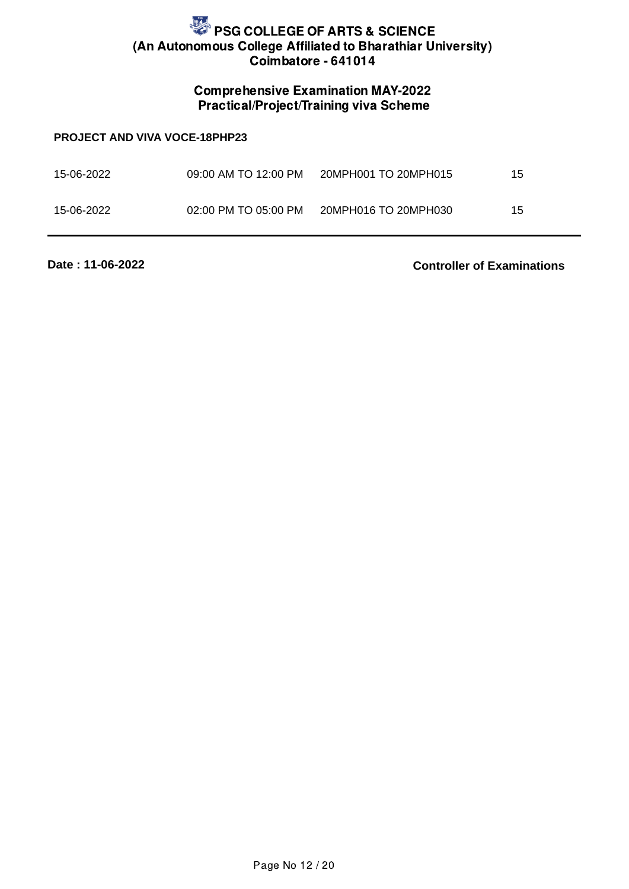# PSG COLLEGE OF ARTS & SCIENCE

**(An Autonomous College Affiliated to Bharathiar University)**

**Coimbatore - 641014**

## Comprehensive Examination MAY-2022

## Practical/Project/Training viva Scheme

**PROJECT AND VIVA VOCE-18PHP23**

| | | | |
|---|---|---|---|
| 15-06-2022 | 09:00 AM TO 12:00 PM | 20MPH001 TO 20MPH015 | 15 |
| 15-06-2022 | 02:00 PM TO 05:00 PM | 20MPH016 TO 20MPH030 | 15 |

**Date : 11-06-2022**

**Controller of Examinations**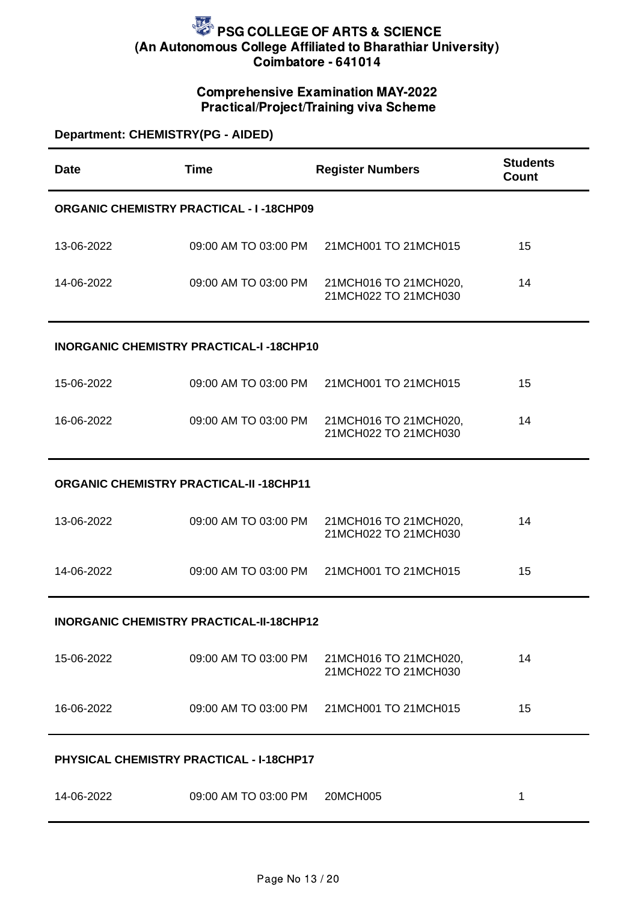# PSG COLLEGE OF ARTS & SCIENCE
## (An Autonomous College Affiliated to Bharathiar University)
## Coimbatore - 641014

### Comprehensive Examination MAY-2022
### Practical/Project/Training viva Scheme

**Department: CHEMISTRY(PG - AIDED)**

| Date | Time | Register Numbers | Students Count |
|---|---|---|---|
| **ORGANIC CHEMISTRY PRACTICAL - I -18CHP09** | | | |
| 13-06-2022 | 09:00 AM TO 03:00 PM | 21MCH001 TO 21MCH015 | 15 |
| 14-06-2022 | 09:00 AM TO 03:00 PM | 21MCH016 TO 21MCH020, 21MCH022 TO 21MCH030 | 14 |
| **INORGANIC CHEMISTRY PRACTICAL-I -18CHP10** | | | |
| 15-06-2022 | 09:00 AM TO 03:00 PM | 21MCH001 TO 21MCH015 | 15 |
| 16-06-2022 | 09:00 AM TO 03:00 PM | 21MCH016 TO 21MCH020, 21MCH022 TO 21MCH030 | 14 |
| **ORGANIC CHEMISTRY PRACTICAL-II -18CHP11** | | | |
| 13-06-2022 | 09:00 AM TO 03:00 PM | 21MCH016 TO 21MCH020, 21MCH022 TO 21MCH030 | 14 |
| 14-06-2022 | 09:00 AM TO 03:00 PM | 21MCH001 TO 21MCH015 | 15 |
| **INORGANIC CHEMISTRY PRACTICAL-II-18CHP12** | | | |
| 15-06-2022 | 09:00 AM TO 03:00 PM | 21MCH016 TO 21MCH020, 21MCH022 TO 21MCH030 | 14 |
| 16-06-2022 | 09:00 AM TO 03:00 PM | 21MCH001 TO 21MCH015 | 15 |
| **PHYSICAL CHEMISTRY PRACTICAL - I-18CHP17** | | | |
| 14-06-2022 | 09:00 AM TO 03:00 PM | 20MCH005 | 1 |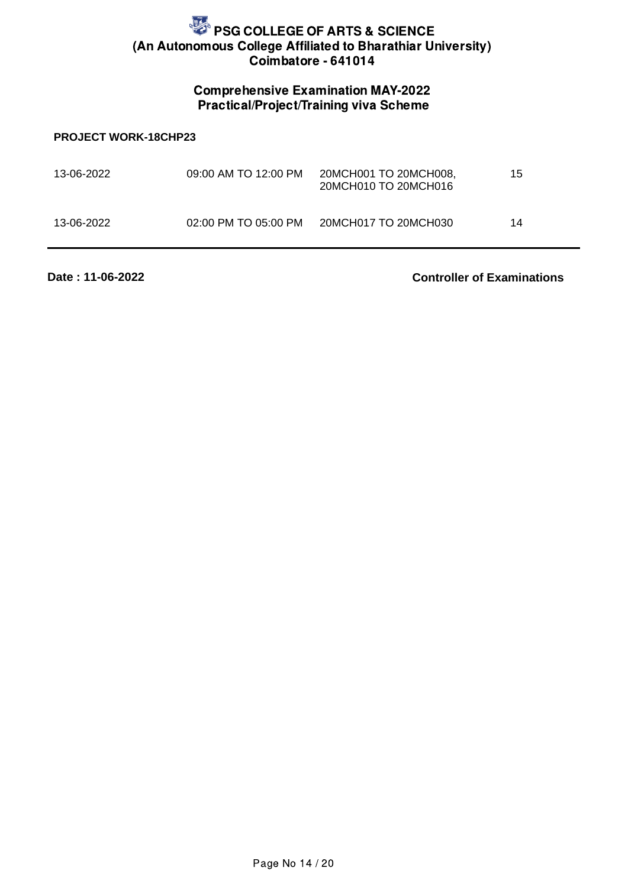# PSG COLLEGE OF ARTS & SCIENCE

**(An Autonomous College Affiliated to Bharathiar University)**

**Coimbatore - 641014**

## Comprehensive Examination MAY-2022

### Practical/Project/Training viva Scheme

**PROJECT WORK-18CHP23**

| | | | |
|---|---|---|---|
| 13-06-2022 | 09:00 AM TO 12:00 PM | 20MCH001 TO 20MCH008, 20MCH010 TO 20MCH016 | 15 |
| 13-06-2022 | 02:00 PM TO 05:00 PM | 20MCH017 TO 20MCH030 | 14 |

**Date : 11-06-2022**

**Controller of Examinations**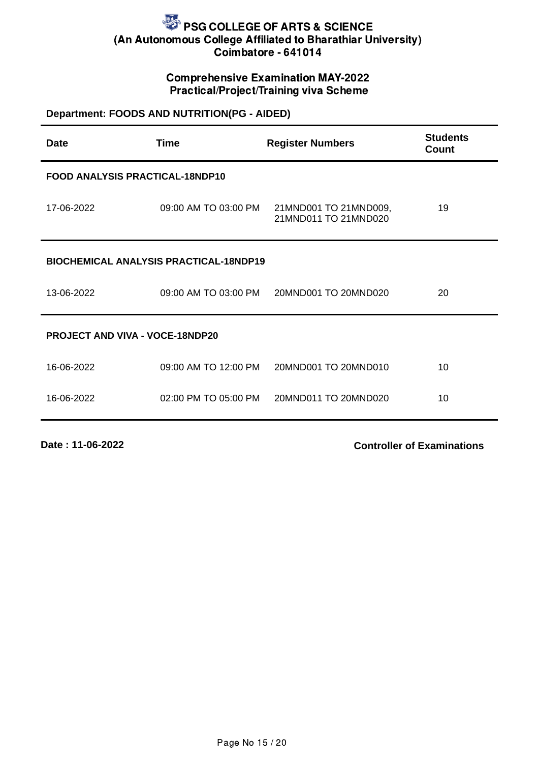# PSG COLLEGE OF ARTS & SCIENCE

**(An Autonomous College Affiliated to Bharathiar University)**

**Coimbatore - 641014**

## Comprehensive Examination MAY-2022
## Practical/Project/Training viva Scheme

**Department: FOODS AND NUTRITION(PG - AIDED)**

| Date | Time | Register Numbers | Students Count |
|---|---|---|---|
| **FOOD ANALYSIS PRACTICAL-18NDP10** | | | |
| 17-06-2022 | 09:00 AM TO 03:00 PM | 21MND001 TO 21MND009, 21MND011 TO 21MND020 | 19 |
| **BIOCHEMICAL ANALYSIS PRACTICAL-18NDP19** | | | |
| 13-06-2022 | 09:00 AM TO 03:00 PM | 20MND001 TO 20MND020 | 20 |
| **PROJECT AND VIVA - VOCE-18NDP20** | | | |
| 16-06-2022 | 09:00 AM TO 12:00 PM | 20MND001 TO 20MND010 | 10 |
| 16-06-2022 | 02:00 PM TO 05:00 PM | 20MND011 TO 20MND020 | 10 |

**Date : 11-06-2022**

**Controller of Examinations**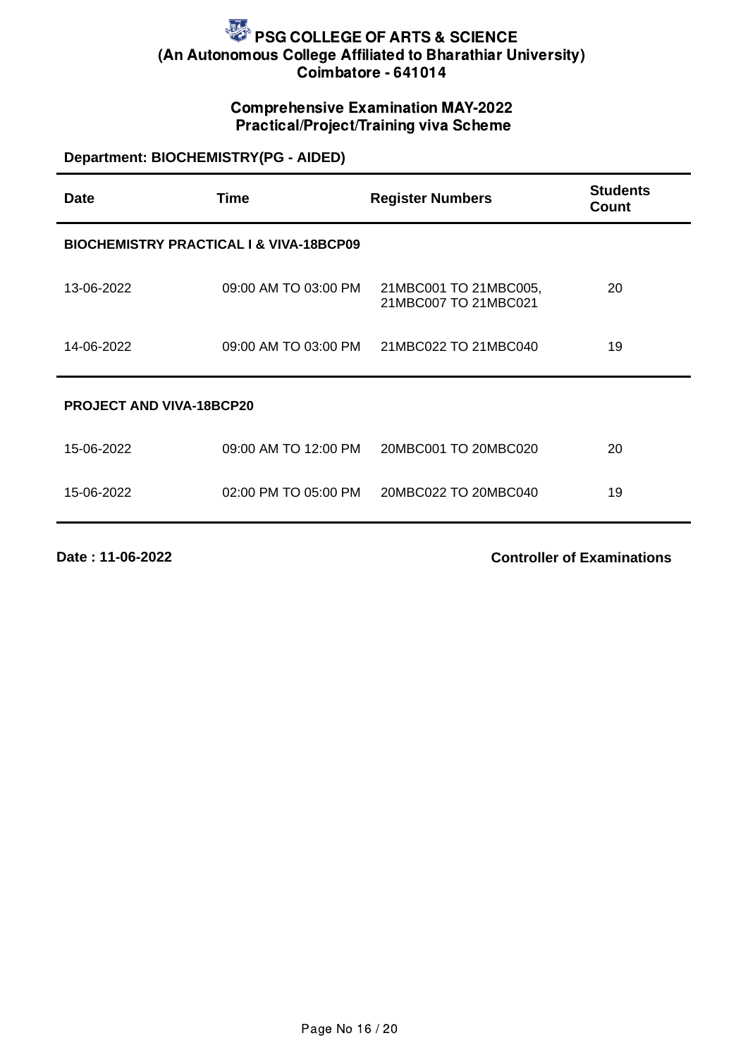# PSG COLLEGE OF ARTS & SCIENCE
## (An Autonomous College Affiliated to Bharathiar University)
## Coimbatore - 641014

### Comprehensive Examination MAY-2022
### Practical/Project/Training viva Scheme

**Department: BIOCHEMISTRY(PG - AIDED)**

| Date | Time | Register Numbers | Students Count |
|---|---|---|---|
| **BIOCHEMISTRY PRACTICAL I & VIVA-18BCP09** | | | |
| 13-06-2022 | 09:00 AM TO 03:00 PM | 21MBC001 TO 21MBC005, 21MBC007 TO 21MBC021 | 20 |
| 14-06-2022 | 09:00 AM TO 03:00 PM | 21MBC022 TO 21MBC040 | 19 |
| **PROJECT AND VIVA-18BCP20** | | | |
| 15-06-2022 | 09:00 AM TO 12:00 PM | 20MBC001 TO 20MBC020 | 20 |
| 15-06-2022 | 02:00 PM TO 05:00 PM | 20MBC022 TO 20MBC040 | 19 |

**Date : 11-06-2022**

**Controller of Examinations**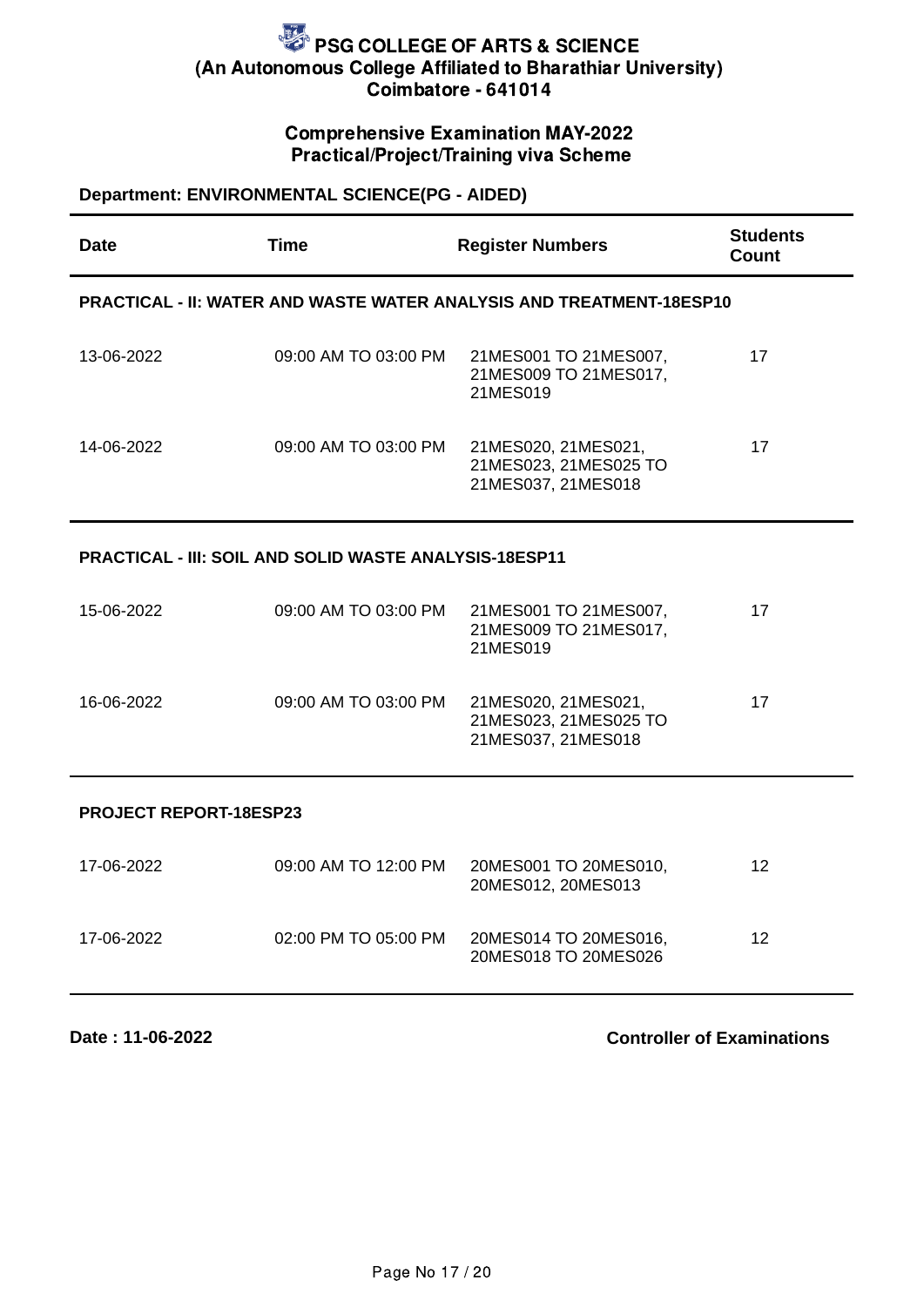# PSG COLLEGE OF ARTS & SCIENCE
**(An Autonomous College Affiliated to Bharathiar University)**
**Coimbatore - 641014**

## Comprehensive Examination MAY-2022
## Practical/Project/Training viva Scheme

**Department: ENVIRONMENTAL SCIENCE(PG - AIDED)**

| Date | Time | Register Numbers | Students Count |
|---|---|---|---|
| **PRACTICAL - II: WATER AND WASTE WATER ANALYSIS AND TREATMENT-18ESP10** | | | |
| 13-06-2022 | 09:00 AM TO 03:00 PM | 21MES001 TO 21MES007, 21MES009 TO 21MES017, 21MES019 | 17 |
| 14-06-2022 | 09:00 AM TO 03:00 PM | 21MES020, 21MES021, 21MES023, 21MES025 TO 21MES037, 21MES018 | 17 |
| **PRACTICAL - III: SOIL AND SOLID WASTE ANALYSIS-18ESP11** | | | |
| 15-06-2022 | 09:00 AM TO 03:00 PM | 21MES001 TO 21MES007, 21MES009 TO 21MES017, 21MES019 | 17 |
| 16-06-2022 | 09:00 AM TO 03:00 PM | 21MES020, 21MES021, 21MES023, 21MES025 TO 21MES037, 21MES018 | 17 |
| **PROJECT REPORT-18ESP23** | | | |
| 17-06-2022 | 09:00 AM TO 12:00 PM | 20MES001 TO 20MES010, 20MES012, 20MES013 | 12 |
| 17-06-2022 | 02:00 PM TO 05:00 PM | 20MES014 TO 20MES016, 20MES018 TO 20MES026 | 12 |

**Date : 11-06-2022**

**Controller of Examinations**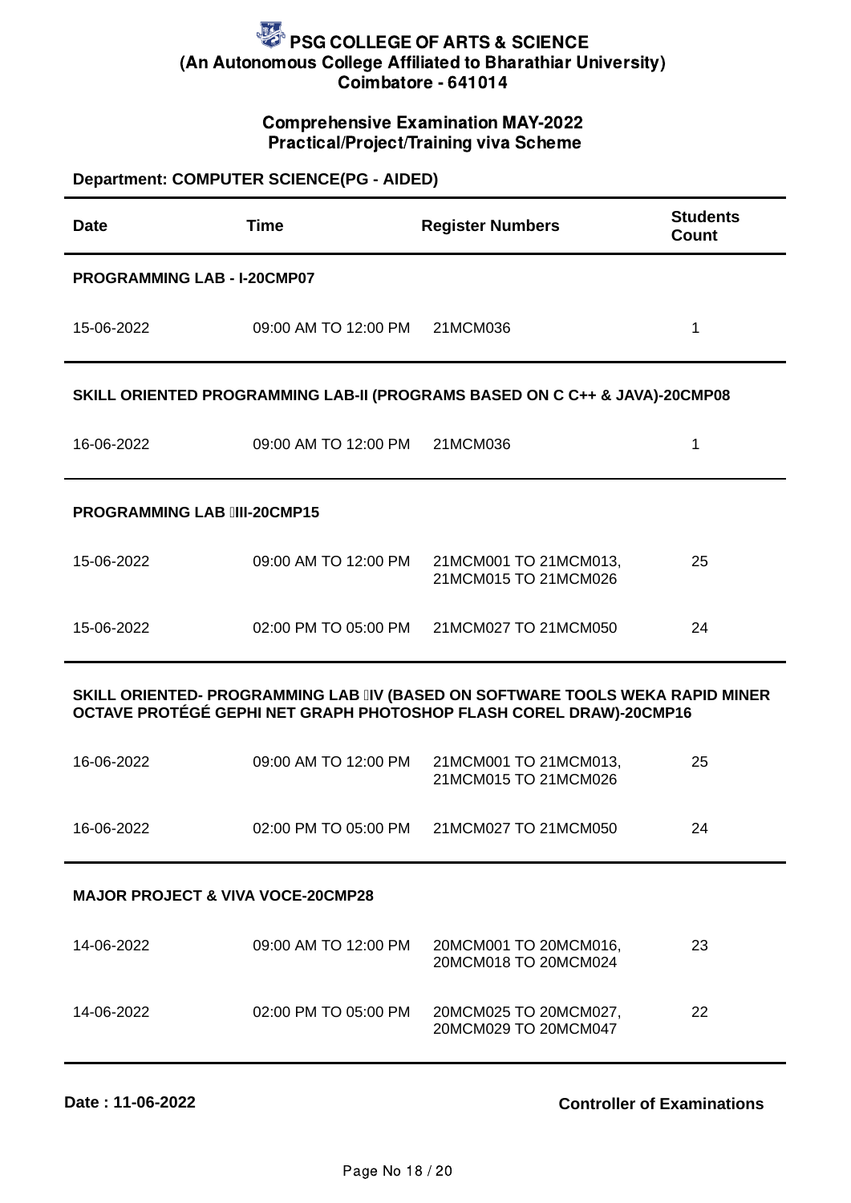# PSG COLLEGE OF ARTS & SCIENCE
## (An Autonomous College Affiliated to Bharathiar University)
## Coimbatore - 641014

### Comprehensive Examination MAY-2022
### Practical/Project/Training viva Scheme

**Department: COMPUTER SCIENCE(PG - AIDED)**

| Date | Time | Register Numbers | Students Count |
|---|---|---|---|
| **PROGRAMMING LAB - I-20CMP07** | | | |
| 15-06-2022 | 09:00 AM TO 12:00 PM | 21MCM036 | 1 |
| **SKILL ORIENTED PROGRAMMING LAB-II (PROGRAMS BASED ON C C++ & JAVA)-20CMP08** | | | |
| 16-06-2022 | 09:00 AM TO 12:00 PM | 21MCM036 | 1 |
| **PROGRAMMING LAB III-20CMP15** | | | |
| 15-06-2022 | 09:00 AM TO 12:00 PM | 21MCM001 TO 21MCM013, 21MCM015 TO 21MCM026 | 25 |
| 15-06-2022 | 02:00 PM TO 05:00 PM | 21MCM027 TO 21MCM050 | 24 |
| **SKILL ORIENTED- PROGRAMMING LAB IV (BASED ON SOFTWARE TOOLS WEKA RAPID MINER OCTAVE PROTÉGÉ GEPHI NET GRAPH PHOTOSHOP FLASH COREL DRAW)-20CMP16** | | | |
| 16-06-2022 | 09:00 AM TO 12:00 PM | 21MCM001 TO 21MCM013, 21MCM015 TO 21MCM026 | 25 |
| 16-06-2022 | 02:00 PM TO 05:00 PM | 21MCM027 TO 21MCM050 | 24 |
| **MAJOR PROJECT & VIVA VOCE-20CMP28** | | | |
| 14-06-2022 | 09:00 AM TO 12:00 PM | 20MCM001 TO 20MCM016, 20MCM018 TO 20MCM024 | 23 |
| 14-06-2022 | 02:00 PM TO 05:00 PM | 20MCM025 TO 20MCM027, 20MCM029 TO 20MCM047 | 22 |

**Date : 11-06-2022**

**Controller of Examinations**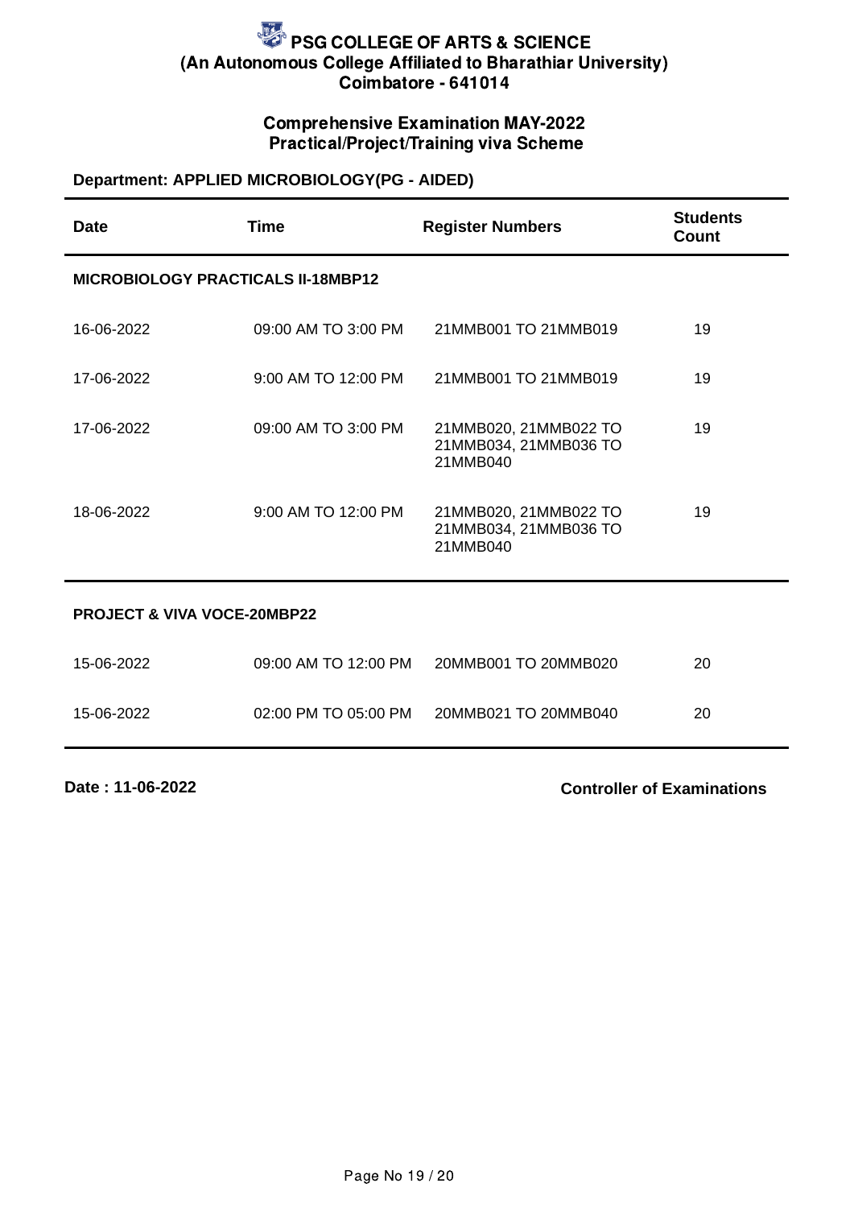# PSG COLLEGE OF ARTS & SCIENCE
## (An Autonomous College Affiliated to Bharathiar University)
## Coimbatore - 641014

### Comprehensive Examination MAY-2022
### Practical/Project/Training viva Scheme

**Department: APPLIED MICROBIOLOGY(PG - AIDED)**

| Date | Time | Register Numbers | Students Count |
|---|---|---|---|
| **MICROBIOLOGY PRACTICALS II-18MBP12** | | | |
| 16-06-2022 | 09:00 AM TO 3:00 PM | 21MMB001 TO 21MMB019 | 19 |
| 17-06-2022 | 9:00 AM TO 12:00 PM | 21MMB001 TO 21MMB019 | 19 |
| 17-06-2022 | 09:00 AM TO 3:00 PM | 21MMB020, 21MMB022 TO 21MMB034, 21MMB036 TO 21MMB040 | 19 |
| 18-06-2022 | 9:00 AM TO 12:00 PM | 21MMB020, 21MMB022 TO 21MMB034, 21MMB036 TO 21MMB040 | 19 |
| **PROJECT & VIVA VOCE-20MBP22** | | | |
| 15-06-2022 | 09:00 AM TO 12:00 PM | 20MMB001 TO 20MMB020 | 20 |
| 15-06-2022 | 02:00 PM TO 05:00 PM | 20MMB021 TO 20MMB040 | 20 |

**Date : 11-06-2022**

**Controller of Examinations**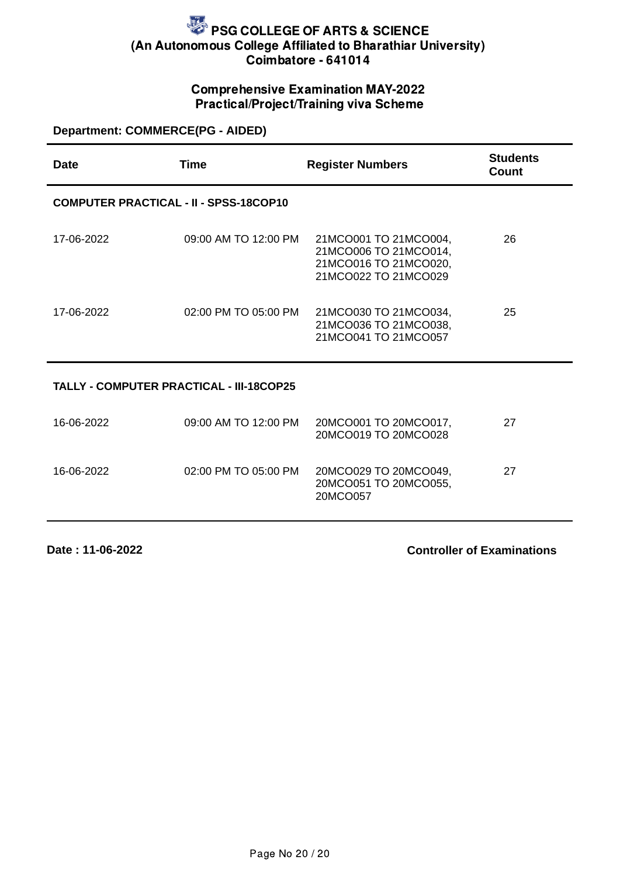# PSG COLLEGE OF ARTS & SCIENCE
## (An Autonomous College Affiliated to Bharathiar University)
## Coimbatore - 641014

### Comprehensive Examination MAY-2022
### Practical/Project/Training viva Scheme

**Department: COMMERCE(PG - AIDED)**

| Date | Time | Register Numbers | Students Count |
|---|---|---|---|
| **COMPUTER PRACTICAL - II - SPSS-18COP10** | | | |
| 17-06-2022 | 09:00 AM TO 12:00 PM | 21MCO001 TO 21MCO004, 21MCO006 TO 21MCO014, 21MCO016 TO 21MCO020, 21MCO022 TO 21MCO029 | 26 |
| 17-06-2022 | 02:00 PM TO 05:00 PM | 21MCO030 TO 21MCO034, 21MCO036 TO 21MCO038, 21MCO041 TO 21MCO057 | 25 |
| **TALLY - COMPUTER PRACTICAL - III-18COP25** | | | |
| 16-06-2022 | 09:00 AM TO 12:00 PM | 20MCO001 TO 20MCO017, 20MCO019 TO 20MCO028 | 27 |
| 16-06-2022 | 02:00 PM TO 05:00 PM | 20MCO029 TO 20MCO049, 20MCO051 TO 20MCO055, 20MCO057 | 27 |

**Date : 11-06-2022**

**Controller of Examinations**